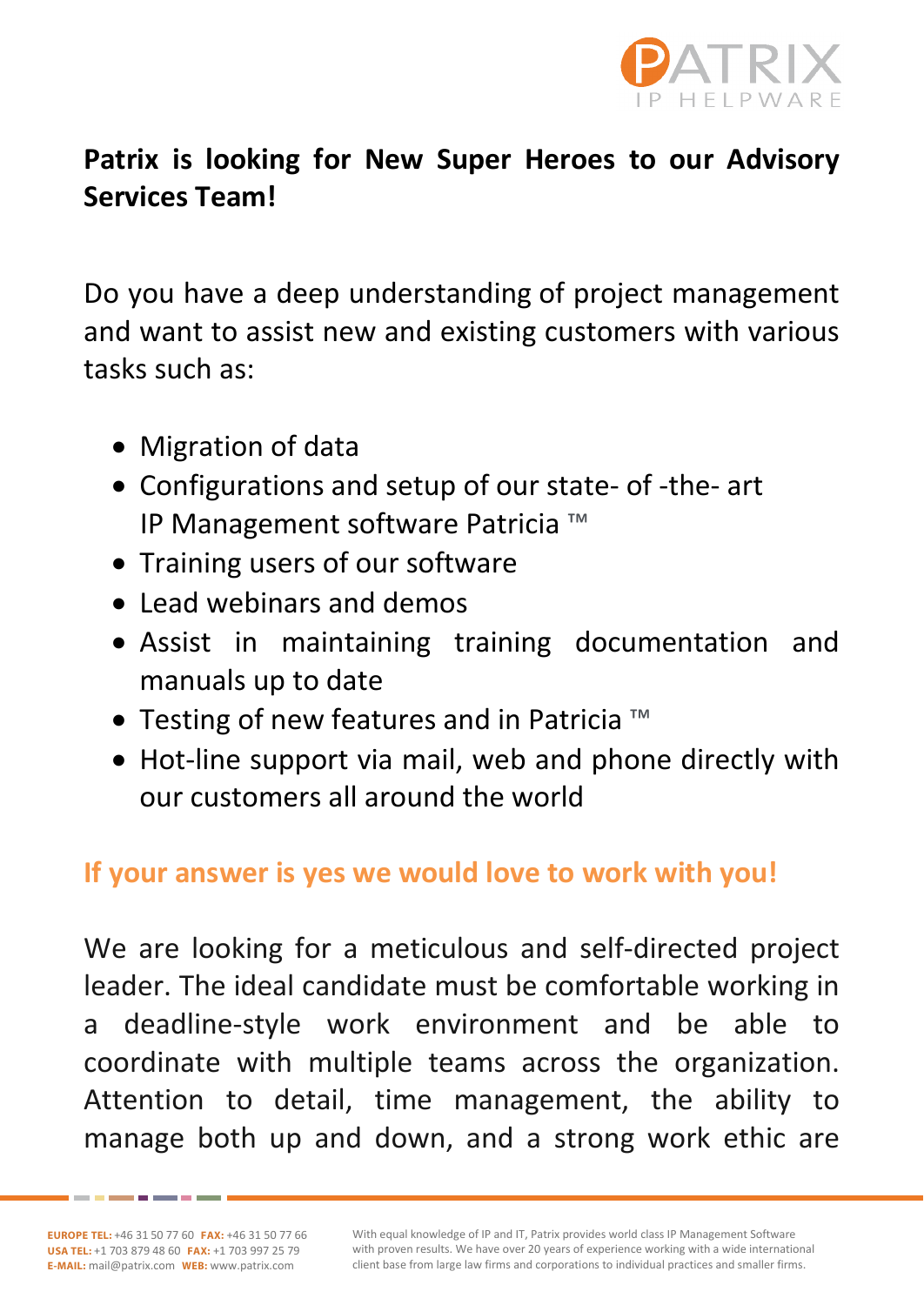**Patrix is looking for New Super Heroes to our Advisory Services Team!**

Do you have a deep understanding of project management and want to assist new and existing customers with various tasks such as:

- Migration of data
- Configurations and setup of our state- of -the- art IP Management software Patricia ™
- Training users of our software
- Lead webinars and demos
- Assist in maintaining training documentation and manuals up to date
- Testing of new features and in Patricia ™
- Hot-line support via mail, web and phone directly with our customers all around the world

**If your answer is yes we would love to work with you!**

We are looking for a meticulous and self-directed project leader. The ideal candidate must be comfortable working in a deadline-style work environment and be able to coordinate with multiple teams across the organization. Attention to detail, time management, the ability to manage both up and down, and a strong work ethic are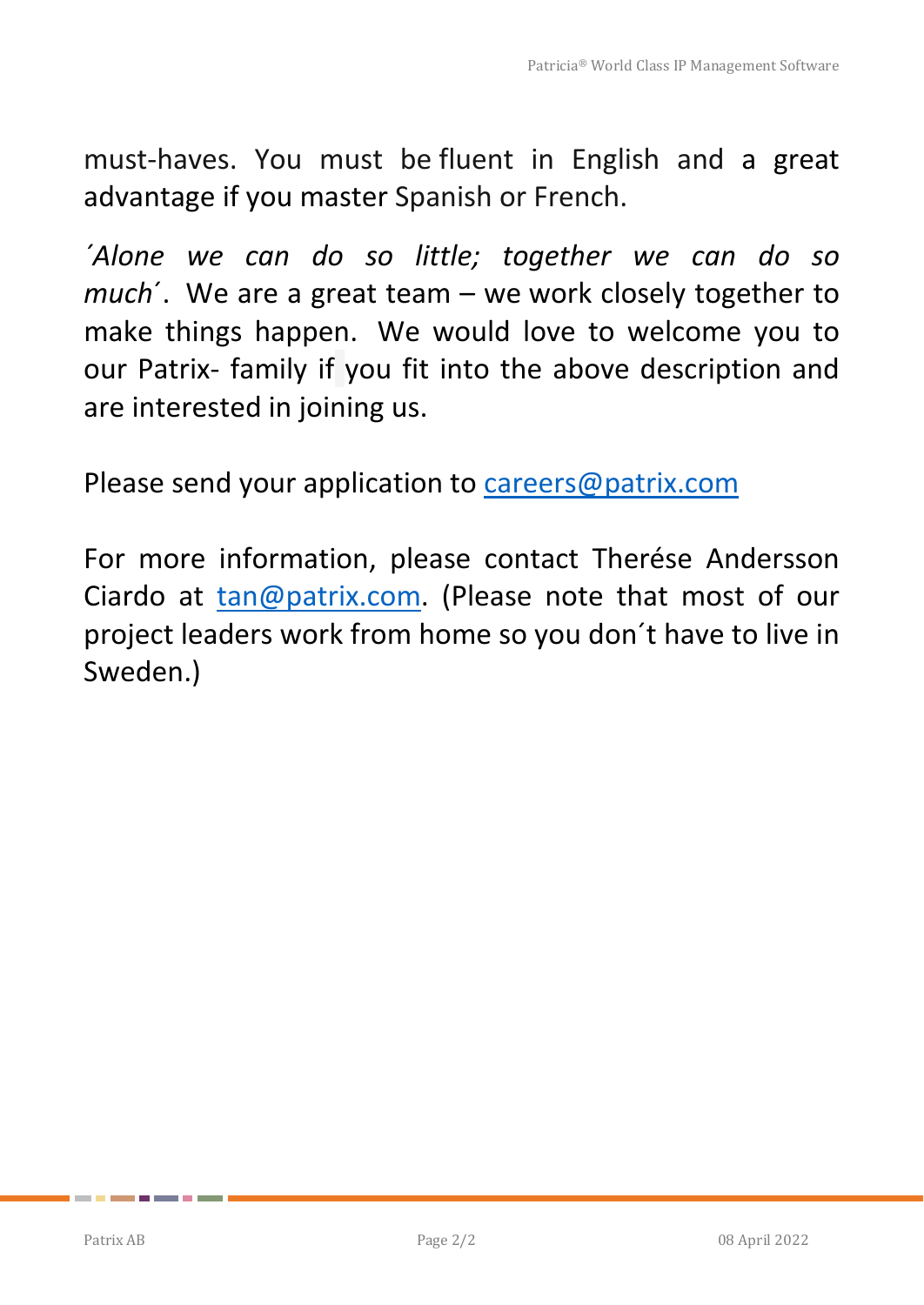must-haves. You must be fluent in English and a great advantage if you master Spanish or French.

*´Alone we can do so little; together we can do so much´*. We are a great team – we work closely together to make things happen. We would love to welcome you to our Patrix- family if you fit into the above description and are interested in joining us.

Please send your application to careers@patrix.com

For more information, please contact Therése Andersson Ciardo at tan@patrix.com. (Please note that most of our project leaders work from home so you don´t have to live in Sweden.)